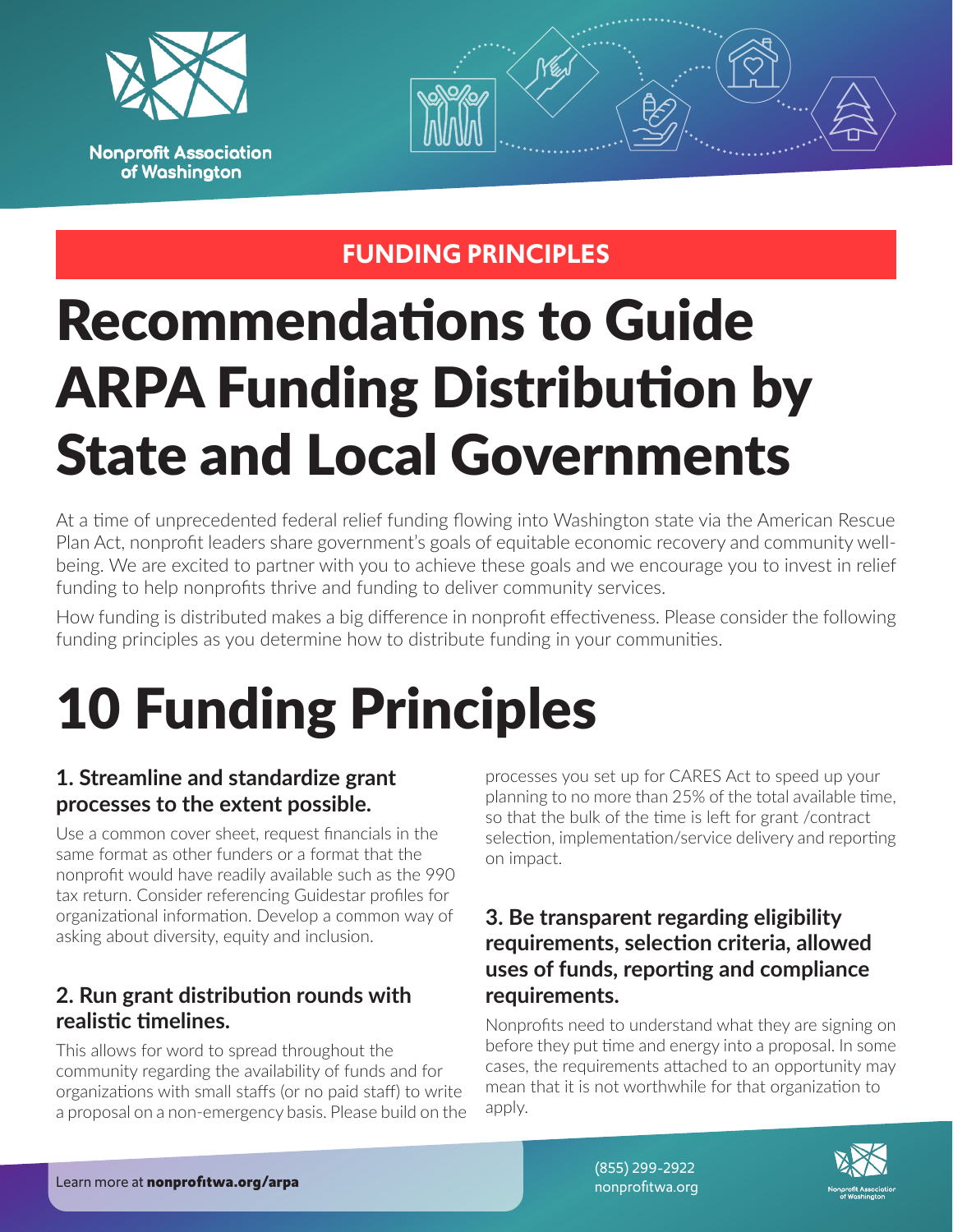Nonprofit Association of Washington

**FUNDING PRINCIPLES**

# Recommendations to Guide ARPA Funding Distribution by State and Local Governments

At a time of unprecedented federal relief funding flowing into Washington state via the American Rescue Plan Act, nonprofit leaders share government's goals of equitable economic recovery and community well-being. We are excited to partner with you to achieve these goals and we encourage you to invest in relief funding to help nonprofits thrive and funding to deliver community services.

How funding is distributed makes a big difference in nonprofit effectiveness. Please consider the following funding principles as you determine how to distribute funding in your communities.

# 10 Funding Principles

### 1. Streamline and standardize grant processes to the extent possible.

Use a common cover sheet, request financials in the same format as other funders or a format that the nonprofit would have readily available such as the 990 tax return. Consider referencing Guidestar profiles for organizational information. Develop a common way of asking about diversity, equity and inclusion.

### 2. Run grant distribution rounds with realistic timelines.

This allows for word to spread throughout the community regarding the availability of funds and for organizations with small staffs (or no paid staff) to write a proposal on a non-emergency basis. Please build on the processes you set up for CARES Act to speed up your planning to no more than 25% of the total available time, so that the bulk of the time is left for grant /contract selection, implementation/service delivery and reporting on impact.

### 3. Be transparent regarding eligibility requirements, selection criteria, allowed uses of funds, reporting and compliance requirements.

Nonprofits need to understand what they are signing on before they put time and energy into a proposal. In some cases, the requirements attached to an opportunity may mean that it is not worthwhile for that organization to apply.

Learn more at **nonprofitwa.org/arpa**

(855) 299-2922
nonprofitwa.org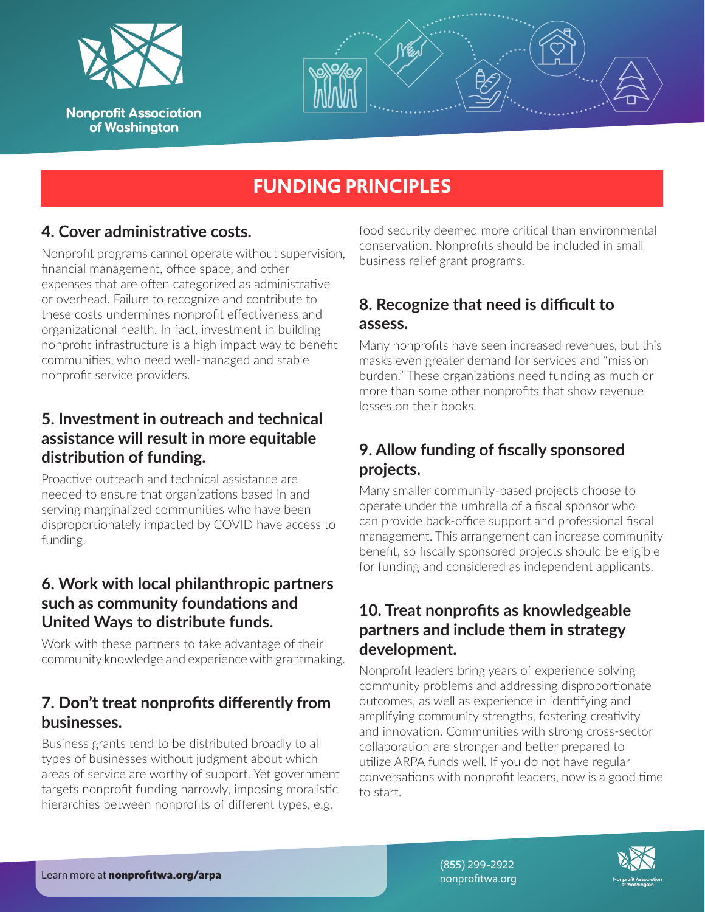Nonprofit Association of Washington

# FUNDING PRINCIPLES

## 4. Cover administrative costs.

Nonprofit programs cannot operate without supervision, financial management, office space, and other expenses that are often categorized as administrative or overhead. Failure to recognize and contribute to these costs undermines nonprofit effectiveness and organizational health. In fact, investment in building nonprofit infrastructure is a high impact way to benefit communities, who need well-managed and stable nonprofit service providers.

## 5. Investment in outreach and technical assistance will result in more equitable distribution of funding.

Proactive outreach and technical assistance are needed to ensure that organizations based in and serving marginalized communities who have been disproportionately impacted by COVID have access to funding.

## 6. Work with local philanthropic partners such as community foundations and United Ways to distribute funds.

Work with these partners to take advantage of their community knowledge and experience with grantmaking.

## 7. Don't treat nonprofits differently from businesses.

Business grants tend to be distributed broadly to all types of businesses without judgment about which areas of service are worthy of support. Yet government targets nonprofit funding narrowly, imposing moralistic hierarchies between nonprofits of different types, e.g. food security deemed more critical than environmental conservation. Nonprofits should be included in small business relief grant programs.

## 8. Recognize that need is difficult to assess.

Many nonprofits have seen increased revenues, but this masks even greater demand for services and "mission burden." These organizations need funding as much or more than some other nonprofits that show revenue losses on their books.

## 9. Allow funding of fiscally sponsored projects.

Many smaller community-based projects choose to operate under the umbrella of a fiscal sponsor who can provide back-office support and professional fiscal management. This arrangement can increase community benefit, so fiscally sponsored projects should be eligible for funding and considered as independent applicants.

## 10. Treat nonprofits as knowledgeable partners and include them in strategy development.

Nonprofit leaders bring years of experience solving community problems and addressing disproportionate outcomes, as well as experience in identifying and amplifying community strengths, fostering creativity and innovation. Communities with strong cross-sector collaboration are stronger and better prepared to utilize ARPA funds well. If you do not have regular conversations with nonprofit leaders, now is a good time to start.

Learn more at **nonprofitwa.org/arpa**

(855) 299-2922
nonprofitwa.org